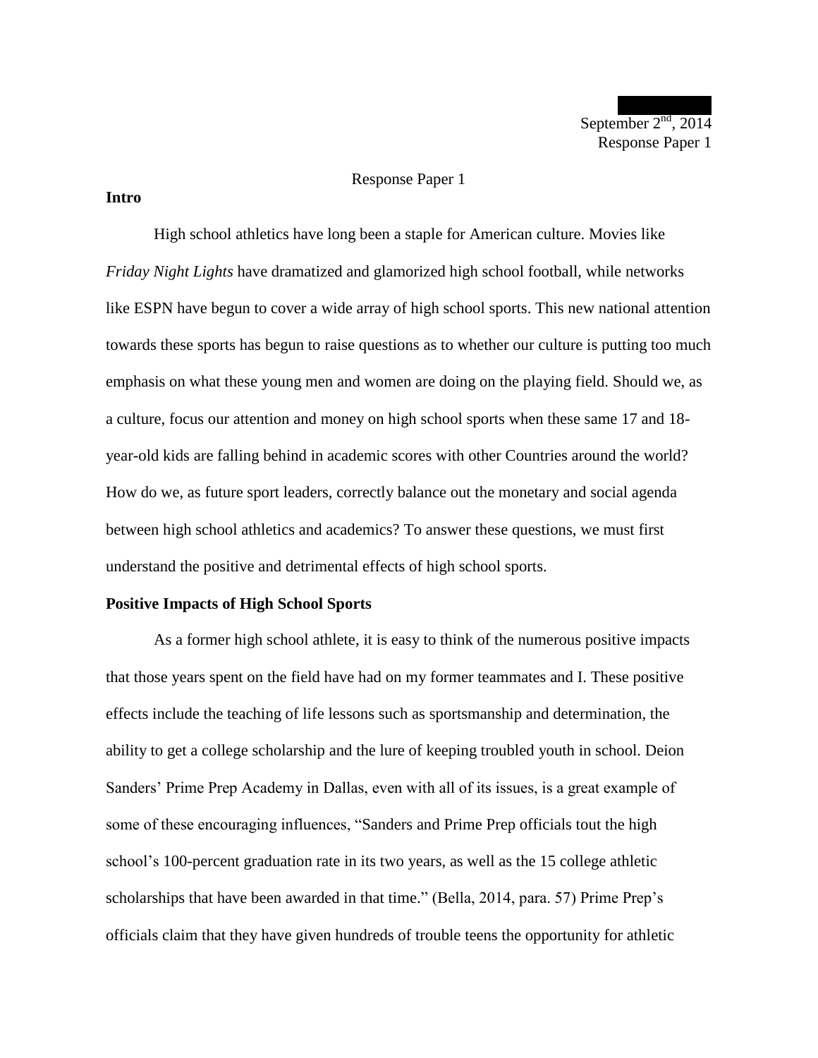September 2nd, 2014
Response Paper 1

Response Paper 1

**Intro**

High school athletics have long been a staple for American culture. Movies like *Friday Night Lights* have dramatized and glamorized high school football, while networks like ESPN have begun to cover a wide array of high school sports. This new national attention towards these sports has begun to raise questions as to whether our culture is putting too much emphasis on what these young men and women are doing on the playing field. Should we, as a culture, focus our attention and money on high school sports when these same 17 and 18-year-old kids are falling behind in academic scores with other Countries around the world? How do we, as future sport leaders, correctly balance out the monetary and social agenda between high school athletics and academics? To answer these questions, we must first understand the positive and detrimental effects of high school sports.

**Positive Impacts of High School Sports**

As a former high school athlete, it is easy to think of the numerous positive impacts that those years spent on the field have had on my former teammates and I. These positive effects include the teaching of life lessons such as sportsmanship and determination, the ability to get a college scholarship and the lure of keeping troubled youth in school. Deion Sanders' Prime Prep Academy in Dallas, even with all of its issues, is a great example of some of these encouraging influences, "Sanders and Prime Prep officials tout the high school's 100-percent graduation rate in its two years, as well as the 15 college athletic scholarships that have been awarded in that time." (Bella, 2014, para. 57) Prime Prep's officials claim that they have given hundreds of trouble teens the opportunity for athletic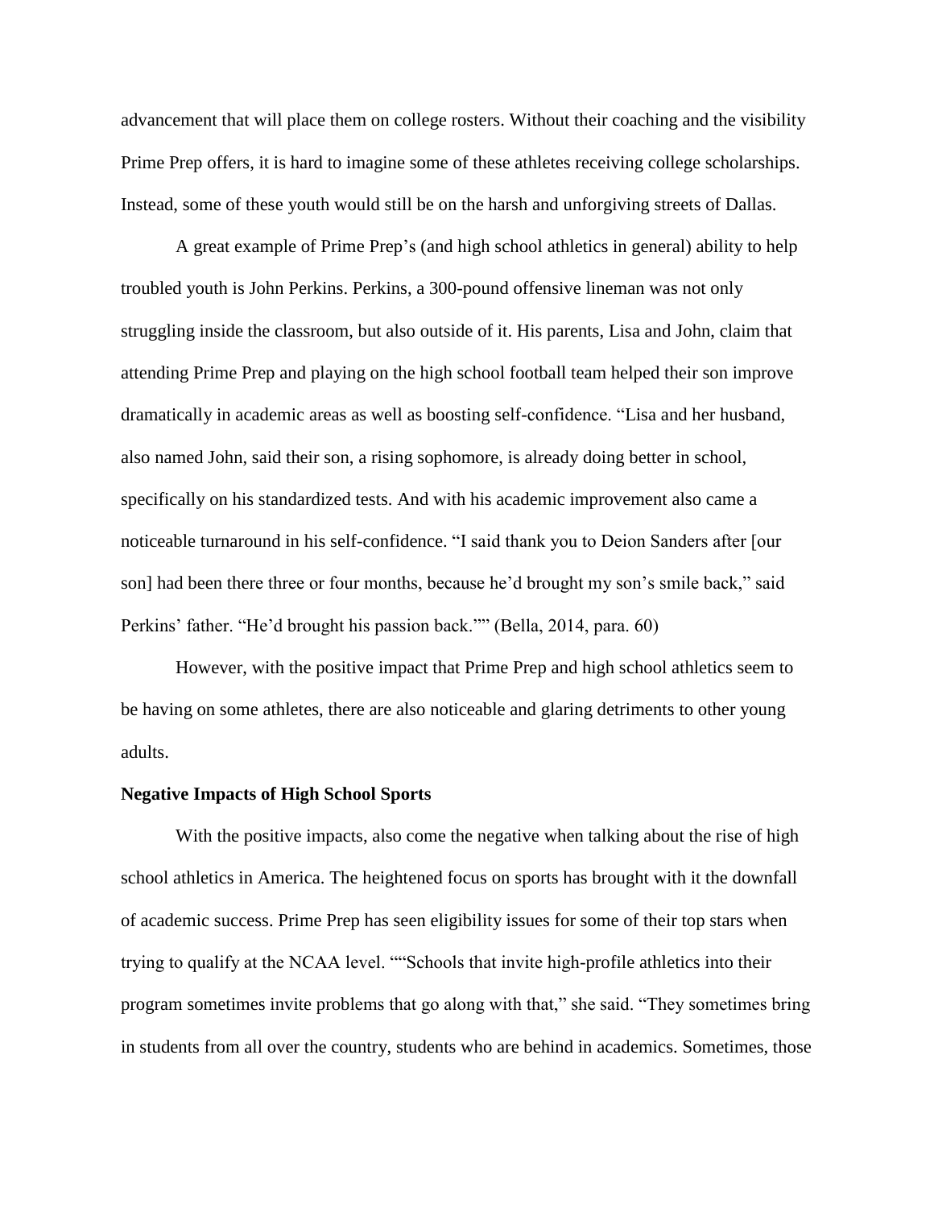advancement that will place them on college rosters. Without their coaching and the visibility Prime Prep offers, it is hard to imagine some of these athletes receiving college scholarships. Instead, some of these youth would still be on the harsh and unforgiving streets of Dallas.

A great example of Prime Prep's (and high school athletics in general) ability to help troubled youth is John Perkins. Perkins, a 300-pound offensive lineman was not only struggling inside the classroom, but also outside of it. His parents, Lisa and John, claim that attending Prime Prep and playing on the high school football team helped their son improve dramatically in academic areas as well as boosting self-confidence. "Lisa and her husband, also named John, said their son, a rising sophomore, is already doing better in school, specifically on his standardized tests. And with his academic improvement also came a noticeable turnaround in his self-confidence. "I said thank you to Deion Sanders after [our son] had been there three or four months, because he'd brought my son's smile back," said Perkins' father. "He'd brought his passion back."" (Bella, 2014, para. 60)

However, with the positive impact that Prime Prep and high school athletics seem to be having on some athletes, there are also noticeable and glaring detriments to other young adults.

**Negative Impacts of High School Sports**

With the positive impacts, also come the negative when talking about the rise of high school athletics in America. The heightened focus on sports has brought with it the downfall of academic success. Prime Prep has seen eligibility issues for some of their top stars when trying to qualify at the NCAA level. ""Schools that invite high-profile athletics into their program sometimes invite problems that go along with that," she said. "They sometimes bring in students from all over the country, students who are behind in academics. Sometimes, those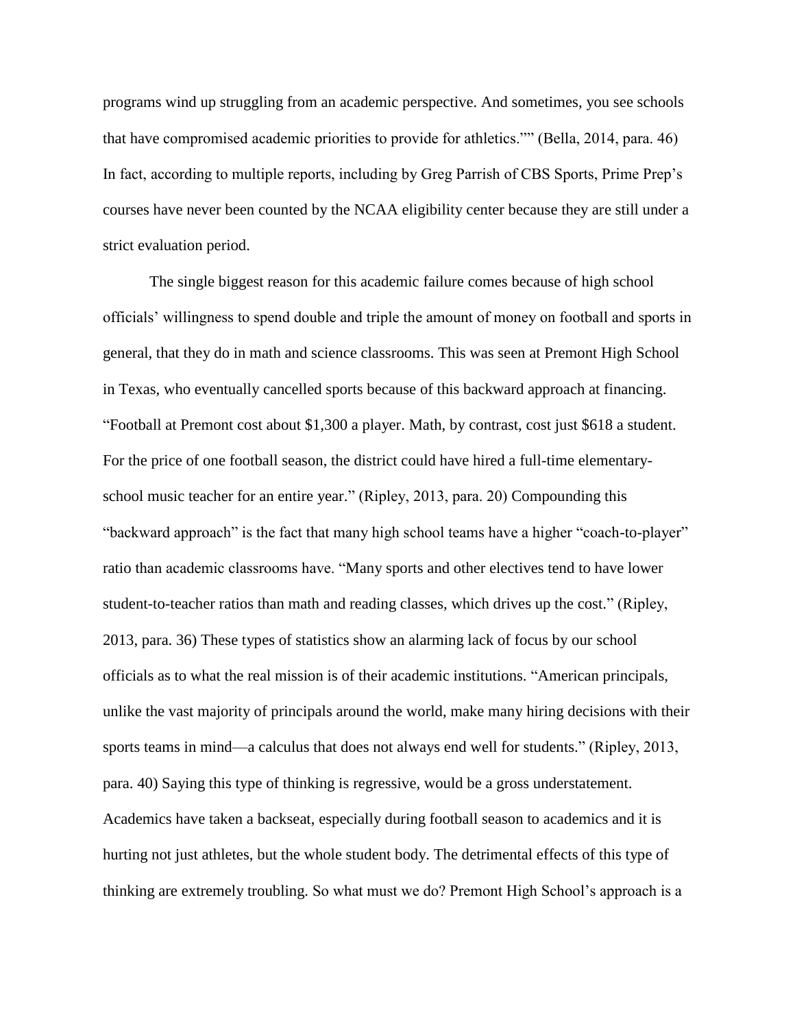programs wind up struggling from an academic perspective. And sometimes, you see schools that have compromised academic priorities to provide for athletics."" (Bella, 2014, para. 46) In fact, according to multiple reports, including by Greg Parrish of CBS Sports, Prime Prep's courses have never been counted by the NCAA eligibility center because they are still under a strict evaluation period.

The single biggest reason for this academic failure comes because of high school officials' willingness to spend double and triple the amount of money on football and sports in general, that they do in math and science classrooms. This was seen at Premont High School in Texas, who eventually cancelled sports because of this backward approach at financing. "Football at Premont cost about $1,300 a player. Math, by contrast, cost just $618 a student. For the price of one football season, the district could have hired a full-time elementary-school music teacher for an entire year." (Ripley, 2013, para. 20) Compounding this "backward approach" is the fact that many high school teams have a higher "coach-to-player" ratio than academic classrooms have. "Many sports and other electives tend to have lower student-to-teacher ratios than math and reading classes, which drives up the cost." (Ripley, 2013, para. 36) These types of statistics show an alarming lack of focus by our school officials as to what the real mission is of their academic institutions. "American principals, unlike the vast majority of principals around the world, make many hiring decisions with their sports teams in mind—a calculus that does not always end well for students." (Ripley, 2013, para. 40) Saying this type of thinking is regressive, would be a gross understatement. Academics have taken a backseat, especially during football season to academics and it is hurting not just athletes, but the whole student body. The detrimental effects of this type of thinking are extremely troubling. So what must we do? Premont High School's approach is a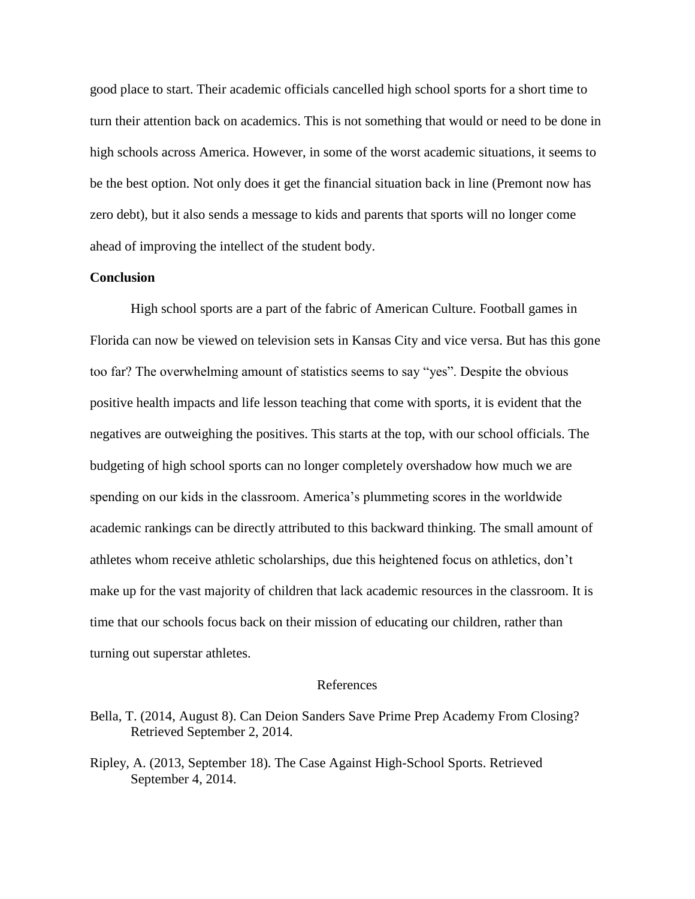good place to start. Their academic officials cancelled high school sports for a short time to turn their attention back on academics. This is not something that would or need to be done in high schools across America. However, in some of the worst academic situations, it seems to be the best option. Not only does it get the financial situation back in line (Premont now has zero debt), but it also sends a message to kids and parents that sports will no longer come ahead of improving the intellect of the student body.

**Conclusion**

High school sports are a part of the fabric of American Culture. Football games in Florida can now be viewed on television sets in Kansas City and vice versa. But has this gone too far? The overwhelming amount of statistics seems to say "yes". Despite the obvious positive health impacts and life lesson teaching that come with sports, it is evident that the negatives are outweighing the positives. This starts at the top, with our school officials. The budgeting of high school sports can no longer completely overshadow how much we are spending on our kids in the classroom. America's plummeting scores in the worldwide academic rankings can be directly attributed to this backward thinking. The small amount of athletes whom receive athletic scholarships, due this heightened focus on athletics, don't make up for the vast majority of children that lack academic resources in the classroom. It is time that our schools focus back on their mission of educating our children, rather than turning out superstar athletes.

## References

Bella, T. (2014, August 8). Can Deion Sanders Save Prime Prep Academy From Closing? Retrieved September 2, 2014.

Ripley, A. (2013, September 18). The Case Against High-School Sports. Retrieved September 4, 2014.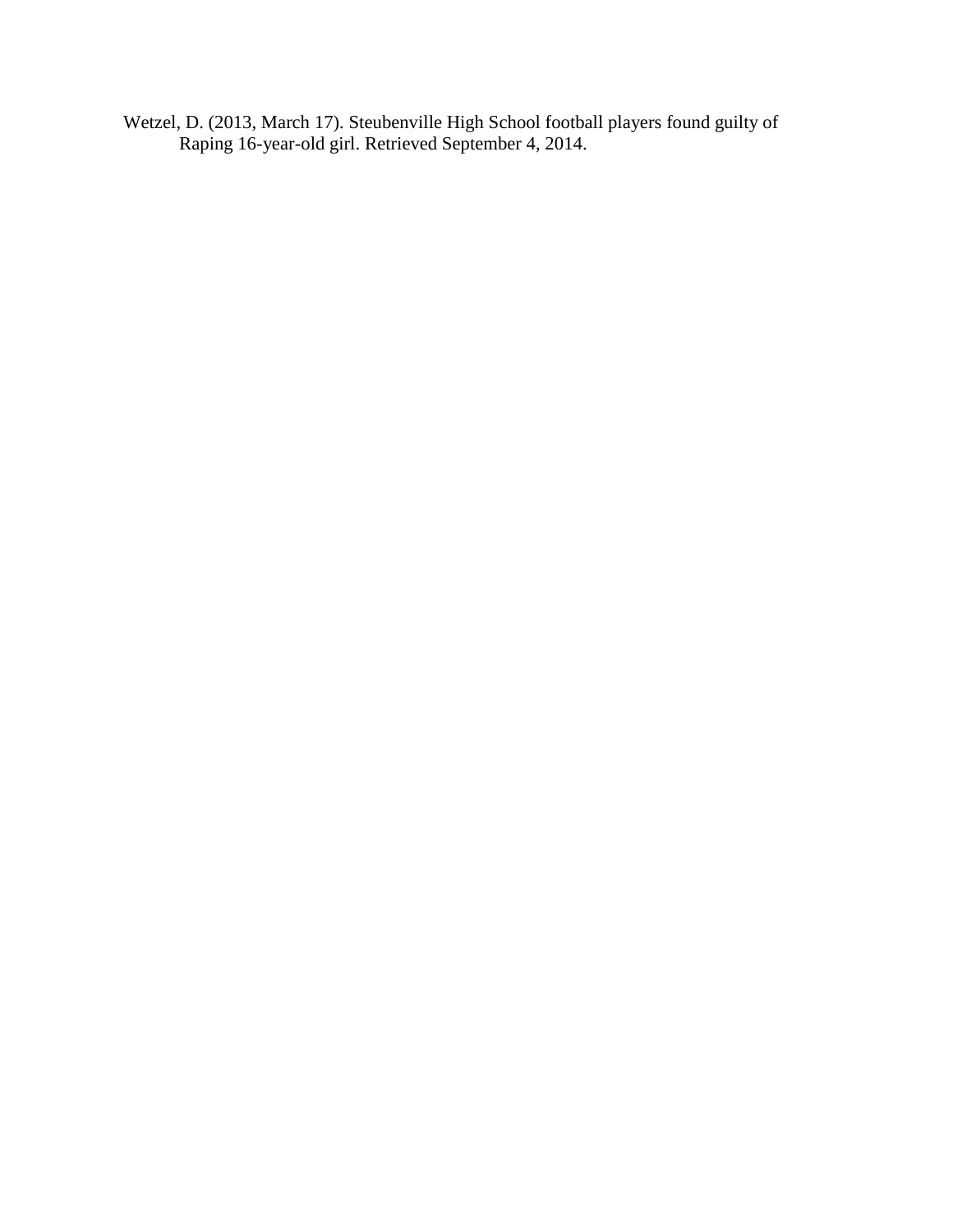Wetzel, D. (2013, March 17). Steubenville High School football players found guilty of Raping 16-year-old girl. Retrieved September 4, 2014.